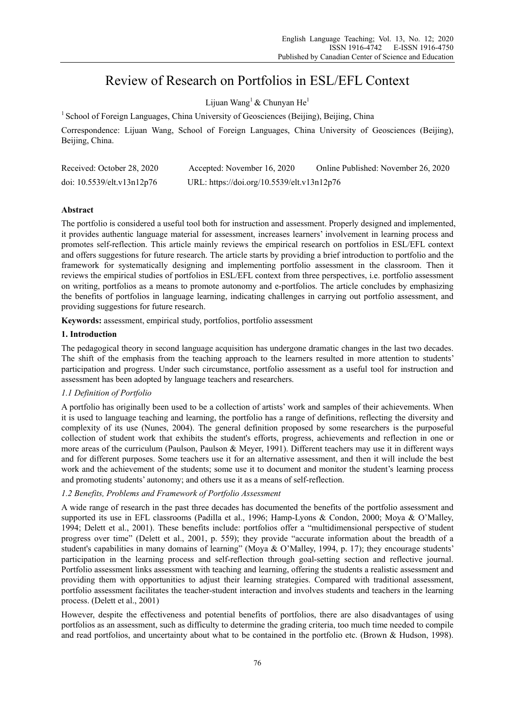# Review of Research on Portfolios in ESL/EFL Context

Lijuan Wang[1] & Chunyan He[1]

[1] School of Foreign Languages, China University of Geosciences (Beijing), Beijing, China

Correspondence: Lijuan Wang, School of Foreign Languages, China University of Geosciences (Beijing), Beijing, China.

Received: October 28, 2020 Accepted: November 16, 2020 Online Published: November 26, 2020

doi: 10.5539/elt.v13n12p76 URL: https://doi.org/10.5539/elt.v13n12p76

## Abstract

The portfolio is considered a useful tool both for instruction and assessment. Properly designed and implemented, it provides authentic language material for assessment, increases learners' involvement in learning process and promotes self-reflection. This article mainly reviews the empirical research on portfolios in ESL/EFL context and offers suggestions for future research. The article starts by providing a brief introduction to portfolio and the framework for systematically designing and implementing portfolio assessment in the classroom. Then it reviews the empirical studies of portfolios in ESL/EFL context from three perspectives, i.e. portfolio assessment on writing, portfolios as a means to promote autonomy and e-portfolios. The article concludes by emphasizing the benefits of portfolios in language learning, indicating challenges in carrying out portfolio assessment, and providing suggestions for future research.

**Keywords:** assessment, empirical study, portfolios, portfolio assessment

## 1. Introduction

The pedagogical theory in second language acquisition has undergone dramatic changes in the last two decades. The shift of the emphasis from the teaching approach to the learners resulted in more attention to students' participation and progress. Under such circumstance, portfolio assessment as a useful tool for instruction and assessment has been adopted by language teachers and researchers.

### *1.1 Definition of Portfolio*

A portfolio has originally been used to be a collection of artists' work and samples of their achievements. When it is used to language teaching and learning, the portfolio has a range of definitions, reflecting the diversity and complexity of its use (Nunes, 2004). The general definition proposed by some researchers is the purposeful collection of student work that exhibits the student's efforts, progress, achievements and reflection in one or more areas of the curriculum (Paulson, Paulson & Meyer, 1991). Different teachers may use it in different ways and for different purposes. Some teachers use it for an alternative assessment, and then it will include the best work and the achievement of the students; some use it to document and monitor the student's learning process and promoting students' autonomy; and others use it as a means of self-reflection.

### *1.2 Benefits, Problems and Framework of Portfolio Assessment*

A wide range of research in the past three decades has documented the benefits of the portfolio assessment and supported its use in EFL classrooms (Padilla et al., 1996; Hamp-Lyons & Condon, 2000; Moya & O'Malley, 1994; Delett et al., 2001). These benefits include: portfolios offer a "multidimensional perspective of student progress over time" (Delett et al., 2001, p. 559); they provide "accurate information about the breadth of a student's capabilities in many domains of learning" (Moya & O'Malley, 1994, p. 17); they encourage students' participation in the learning process and self-reflection through goal-setting section and reflective journal. Portfolio assessment links assessment with teaching and learning, offering the students a realistic assessment and providing them with opportunities to adjust their learning strategies. Compared with traditional assessment, portfolio assessment facilitates the teacher-student interaction and involves students and teachers in the learning process. (Delett et al., 2001)

However, despite the effectiveness and potential benefits of portfolios, there are also disadvantages of using portfolios as an assessment, such as difficulty to determine the grading criteria, too much time needed to compile and read portfolios, and uncertainty about what to be contained in the portfolio etc. (Brown & Hudson, 1998).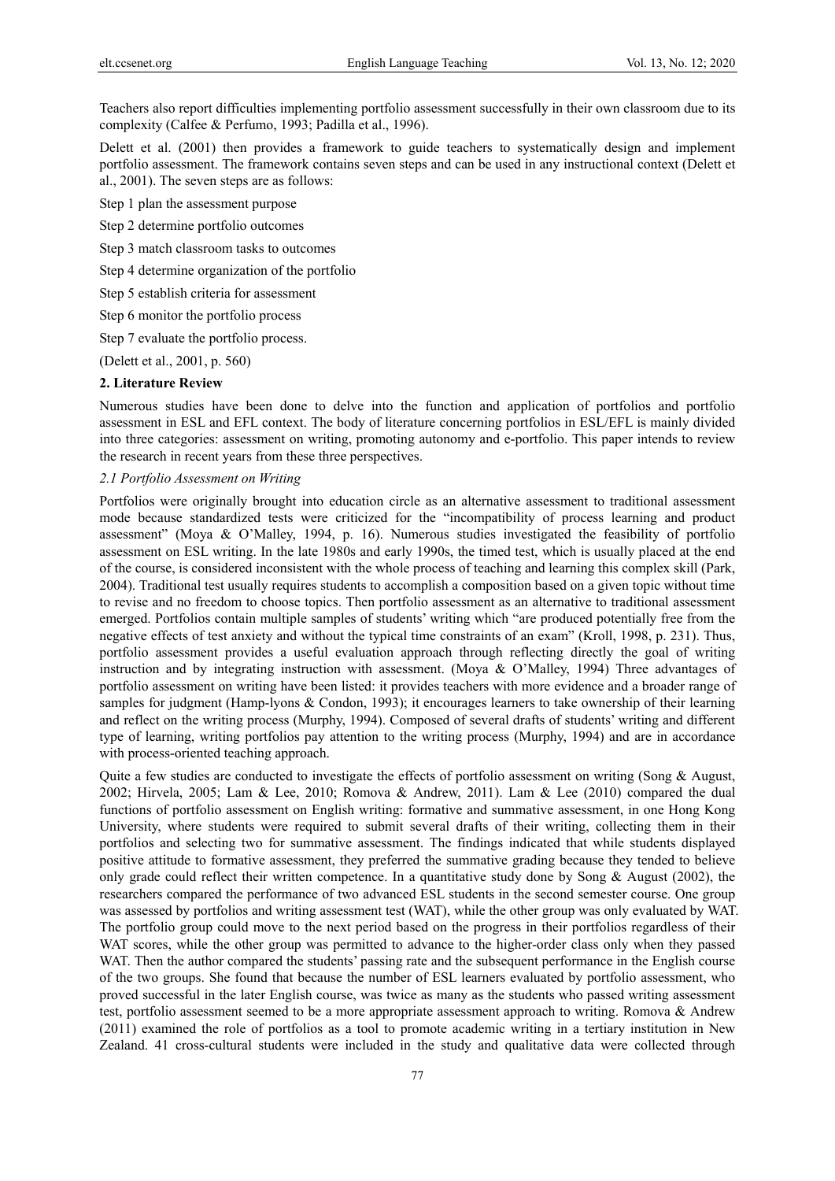Teachers also report difficulties implementing portfolio assessment successfully in their own classroom due to its complexity (Calfee & Perfumo, 1993; Padilla et al., 1996).

Delett et al. (2001) then provides a framework to guide teachers to systematically design and implement portfolio assessment. The framework contains seven steps and can be used in any instructional context (Delett et al., 2001). The seven steps are as follows:

Step 1 plan the assessment purpose

Step 2 determine portfolio outcomes

Step 3 match classroom tasks to outcomes

Step 4 determine organization of the portfolio

Step 5 establish criteria for assessment

Step 6 monitor the portfolio process

Step 7 evaluate the portfolio process.

(Delett et al., 2001, p. 560)

## 2. Literature Review

Numerous studies have been done to delve into the function and application of portfolios and portfolio assessment in ESL and EFL context. The body of literature concerning portfolios in ESL/EFL is mainly divided into three categories: assessment on writing, promoting autonomy and e-portfolio. This paper intends to review the research in recent years from these three perspectives.

### *2.1 Portfolio Assessment on Writing*

Portfolios were originally brought into education circle as an alternative assessment to traditional assessment mode because standardized tests were criticized for the "incompatibility of process learning and product assessment" (Moya & O'Malley, 1994, p. 16). Numerous studies investigated the feasibility of portfolio assessment on ESL writing. In the late 1980s and early 1990s, the timed test, which is usually placed at the end of the course, is considered inconsistent with the whole process of teaching and learning this complex skill (Park, 2004). Traditional test usually requires students to accomplish a composition based on a given topic without time to revise and no freedom to choose topics. Then portfolio assessment as an alternative to traditional assessment emerged. Portfolios contain multiple samples of students' writing which "are produced potentially free from the negative effects of test anxiety and without the typical time constraints of an exam" (Kroll, 1998, p. 231). Thus, portfolio assessment provides a useful evaluation approach through reflecting directly the goal of writing instruction and by integrating instruction with assessment. (Moya & O'Malley, 1994) Three advantages of portfolio assessment on writing have been listed: it provides teachers with more evidence and a broader range of samples for judgment (Hamp-lyons & Condon, 1993); it encourages learners to take ownership of their learning and reflect on the writing process (Murphy, 1994). Composed of several drafts of students' writing and different type of learning, writing portfolios pay attention to the writing process (Murphy, 1994) and are in accordance with process-oriented teaching approach.

Quite a few studies are conducted to investigate the effects of portfolio assessment on writing (Song & August, 2002; Hirvela, 2005; Lam & Lee, 2010; Romova & Andrew, 2011). Lam & Lee (2010) compared the dual functions of portfolio assessment on English writing: formative and summative assessment, in one Hong Kong University, where students were required to submit several drafts of their writing, collecting them in their portfolios and selecting two for summative assessment. The findings indicated that while students displayed positive attitude to formative assessment, they preferred the summative grading because they tended to believe only grade could reflect their written competence. In a quantitative study done by Song & August (2002), the researchers compared the performance of two advanced ESL students in the second semester course. One group was assessed by portfolios and writing assessment test (WAT), while the other group was only evaluated by WAT. The portfolio group could move to the next period based on the progress in their portfolios regardless of their WAT scores, while the other group was permitted to advance to the higher-order class only when they passed WAT. Then the author compared the students' passing rate and the subsequent performance in the English course of the two groups. She found that because the number of ESL learners evaluated by portfolio assessment, who proved successful in the later English course, was twice as many as the students who passed writing assessment test, portfolio assessment seemed to be a more appropriate assessment approach to writing. Romova & Andrew (2011) examined the role of portfolios as a tool to promote academic writing in a tertiary institution in New Zealand. 41 cross-cultural students were included in the study and qualitative data were collected through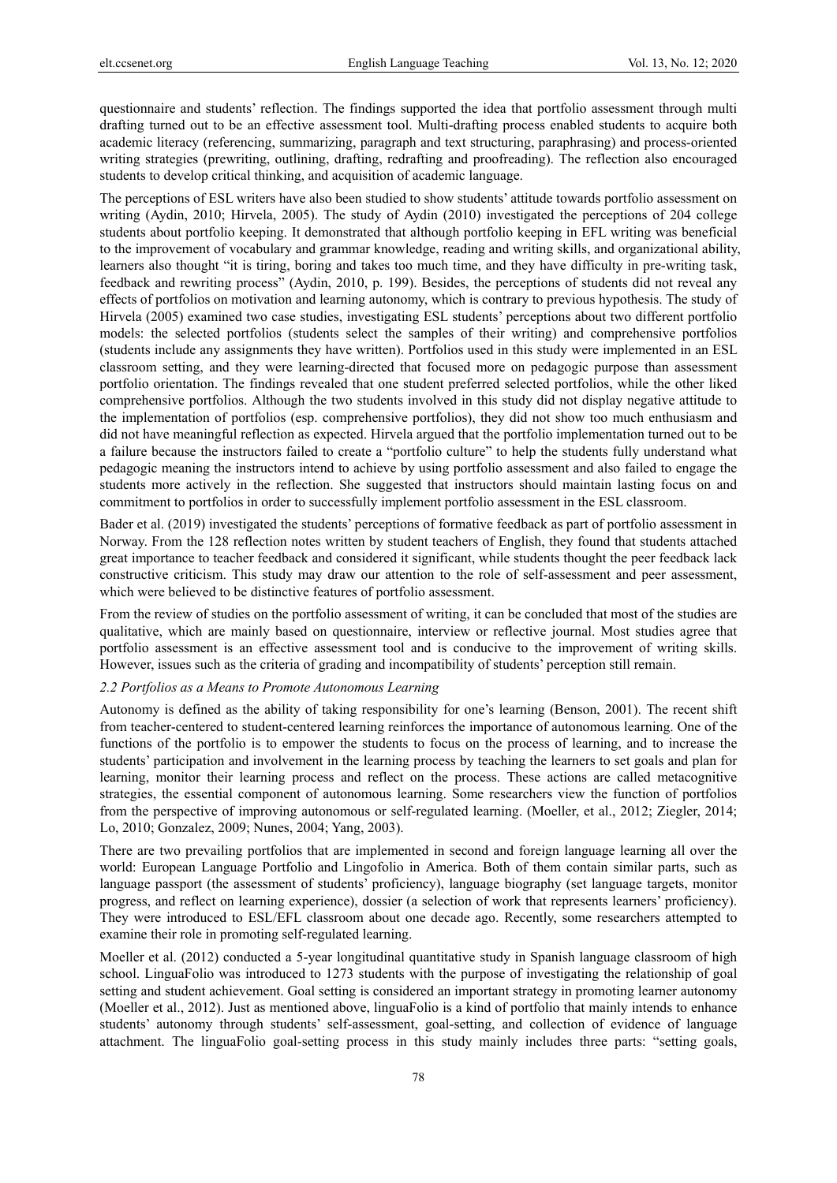questionnaire and students' reflection. The findings supported the idea that portfolio assessment through multi drafting turned out to be an effective assessment tool. Multi-drafting process enabled students to acquire both academic literacy (referencing, summarizing, paragraph and text structuring, paraphrasing) and process-oriented writing strategies (prewriting, outlining, drafting, redrafting and proofreading). The reflection also encouraged students to develop critical thinking, and acquisition of academic language.

The perceptions of ESL writers have also been studied to show students' attitude towards portfolio assessment on writing (Aydin, 2010; Hirvela, 2005). The study of Aydin (2010) investigated the perceptions of 204 college students about portfolio keeping. It demonstrated that although portfolio keeping in EFL writing was beneficial to the improvement of vocabulary and grammar knowledge, reading and writing skills, and organizational ability, learners also thought "it is tiring, boring and takes too much time, and they have difficulty in pre-writing task, feedback and rewriting process" (Aydin, 2010, p. 199). Besides, the perceptions of students did not reveal any effects of portfolios on motivation and learning autonomy, which is contrary to previous hypothesis. The study of Hirvela (2005) examined two case studies, investigating ESL students' perceptions about two different portfolio models: the selected portfolios (students select the samples of their writing) and comprehensive portfolios (students include any assignments they have written). Portfolios used in this study were implemented in an ESL classroom setting, and they were learning-directed that focused more on pedagogic purpose than assessment portfolio orientation. The findings revealed that one student preferred selected portfolios, while the other liked comprehensive portfolios. Although the two students involved in this study did not display negative attitude to the implementation of portfolios (esp. comprehensive portfolios), they did not show too much enthusiasm and did not have meaningful reflection as expected. Hirvela argued that the portfolio implementation turned out to be a failure because the instructors failed to create a "portfolio culture" to help the students fully understand what pedagogic meaning the instructors intend to achieve by using portfolio assessment and also failed to engage the students more actively in the reflection. She suggested that instructors should maintain lasting focus on and commitment to portfolios in order to successfully implement portfolio assessment in the ESL classroom.

Bader et al. (2019) investigated the students' perceptions of formative feedback as part of portfolio assessment in Norway. From the 128 reflection notes written by student teachers of English, they found that students attached great importance to teacher feedback and considered it significant, while students thought the peer feedback lack constructive criticism. This study may draw our attention to the role of self-assessment and peer assessment, which were believed to be distinctive features of portfolio assessment.

From the review of studies on the portfolio assessment of writing, it can be concluded that most of the studies are qualitative, which are mainly based on questionnaire, interview or reflective journal. Most studies agree that portfolio assessment is an effective assessment tool and is conducive to the improvement of writing skills. However, issues such as the criteria of grading and incompatibility of students' perception still remain.

### *2.2 Portfolios as a Means to Promote Autonomous Learning*

Autonomy is defined as the ability of taking responsibility for one's learning (Benson, 2001). The recent shift from teacher-centered to student-centered learning reinforces the importance of autonomous learning. One of the functions of the portfolio is to empower the students to focus on the process of learning, and to increase the students' participation and involvement in the learning process by teaching the learners to set goals and plan for learning, monitor their learning process and reflect on the process. These actions are called metacognitive strategies, the essential component of autonomous learning. Some researchers view the function of portfolios from the perspective of improving autonomous or self-regulated learning. (Moeller, et al., 2012; Ziegler, 2014; Lo, 2010; Gonzalez, 2009; Nunes, 2004; Yang, 2003).

There are two prevailing portfolios that are implemented in second and foreign language learning all over the world: European Language Portfolio and Lingofolio in America. Both of them contain similar parts, such as language passport (the assessment of students' proficiency), language biography (set language targets, monitor progress, and reflect on learning experience), dossier (a selection of work that represents learners' proficiency). They were introduced to ESL/EFL classroom about one decade ago. Recently, some researchers attempted to examine their role in promoting self-regulated learning.

Moeller et al. (2012) conducted a 5-year longitudinal quantitative study in Spanish language classroom of high school. LinguaFolio was introduced to 1273 students with the purpose of investigating the relationship of goal setting and student achievement. Goal setting is considered an important strategy in promoting learner autonomy (Moeller et al., 2012). Just as mentioned above, linguaFolio is a kind of portfolio that mainly intends to enhance students' autonomy through students' self-assessment, goal-setting, and collection of evidence of language attachment. The linguaFolio goal-setting process in this study mainly includes three parts: "setting goals,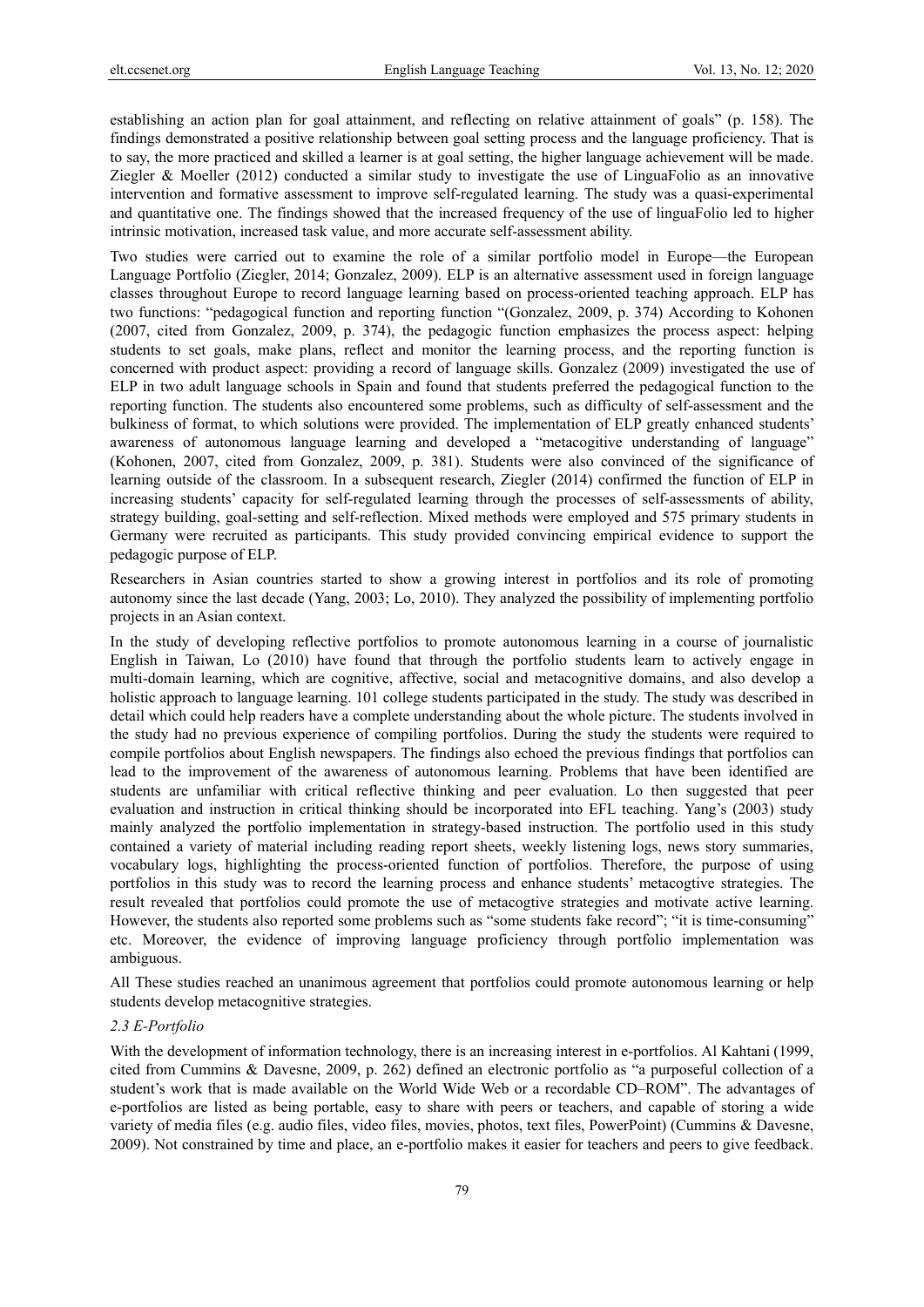establishing an action plan for goal attainment, and reflecting on relative attainment of goals" (p. 158). The findings demonstrated a positive relationship between goal setting process and the language proficiency. That is to say, the more practiced and skilled a learner is at goal setting, the higher language achievement will be made. Ziegler & Moeller (2012) conducted a similar study to investigate the use of LinguaFolio as an innovative intervention and formative assessment to improve self-regulated learning. The study was a quasi-experimental and quantitative one. The findings showed that the increased frequency of the use of linguaFolio led to higher intrinsic motivation, increased task value, and more accurate self-assessment ability.

Two studies were carried out to examine the role of a similar portfolio model in Europe—the European Language Portfolio (Ziegler, 2014; Gonzalez, 2009). ELP is an alternative assessment used in foreign language classes throughout Europe to record language learning based on process-oriented teaching approach. ELP has two functions: "pedagogical function and reporting function "(Gonzalez, 2009, p. 374) According to Kohonen (2007, cited from Gonzalez, 2009, p. 374), the pedagogic function emphasizes the process aspect: helping students to set goals, make plans, reflect and monitor the learning process, and the reporting function is concerned with product aspect: providing a record of language skills. Gonzalez (2009) investigated the use of ELP in two adult language schools in Spain and found that students preferred the pedagogical function to the reporting function. The students also encountered some problems, such as difficulty of self-assessment and the bulkiness of format, to which solutions were provided. The implementation of ELP greatly enhanced students' awareness of autonomous language learning and developed a "metacogitive understanding of language" (Kohonen, 2007, cited from Gonzalez, 2009, p. 381). Students were also convinced of the significance of learning outside of the classroom. In a subsequent research, Ziegler (2014) confirmed the function of ELP in increasing students' capacity for self-regulated learning through the processes of self-assessments of ability, strategy building, goal-setting and self-reflection. Mixed methods were employed and 575 primary students in Germany were recruited as participants. This study provided convincing empirical evidence to support the pedagogic purpose of ELP.

Researchers in Asian countries started to show a growing interest in portfolios and its role of promoting autonomy since the last decade (Yang, 2003; Lo, 2010). They analyzed the possibility of implementing portfolio projects in an Asian context.

In the study of developing reflective portfolios to promote autonomous learning in a course of journalistic English in Taiwan, Lo (2010) have found that through the portfolio students learn to actively engage in multi-domain learning, which are cognitive, affective, social and metacognitive domains, and also develop a holistic approach to language learning. 101 college students participated in the study. The study was described in detail which could help readers have a complete understanding about the whole picture. The students involved in the study had no previous experience of compiling portfolios. During the study the students were required to compile portfolios about English newspapers. The findings also echoed the previous findings that portfolios can lead to the improvement of the awareness of autonomous learning. Problems that have been identified are students are unfamiliar with critical reflective thinking and peer evaluation. Lo then suggested that peer evaluation and instruction in critical thinking should be incorporated into EFL teaching. Yang's (2003) study mainly analyzed the portfolio implementation in strategy-based instruction. The portfolio used in this study contained a variety of material including reading report sheets, weekly listening logs, news story summaries, vocabulary logs, highlighting the process-oriented function of portfolios. Therefore, the purpose of using portfolios in this study was to record the learning process and enhance students' metacogtive strategies. The result revealed that portfolios could promote the use of metacogtive strategies and motivate active learning. However, the students also reported some problems such as "some students fake record"; "it is time-consuming" etc. Moreover, the evidence of improving language proficiency through portfolio implementation was ambiguous.

All These studies reached an unanimous agreement that portfolios could promote autonomous learning or help students develop metacognitive strategies.

### *2.3 E-Portfolio*

With the development of information technology, there is an increasing interest in e-portfolios. Al Kahtani (1999, cited from Cummins & Davesne, 2009, p. 262) defined an electronic portfolio as "a purposeful collection of a student's work that is made available on the World Wide Web or a recordable CD–ROM". The advantages of e-portfolios are listed as being portable, easy to share with peers or teachers, and capable of storing a wide variety of media files (e.g. audio files, video files, movies, photos, text files, PowerPoint) (Cummins & Davesne, 2009). Not constrained by time and place, an e-portfolio makes it easier for teachers and peers to give feedback.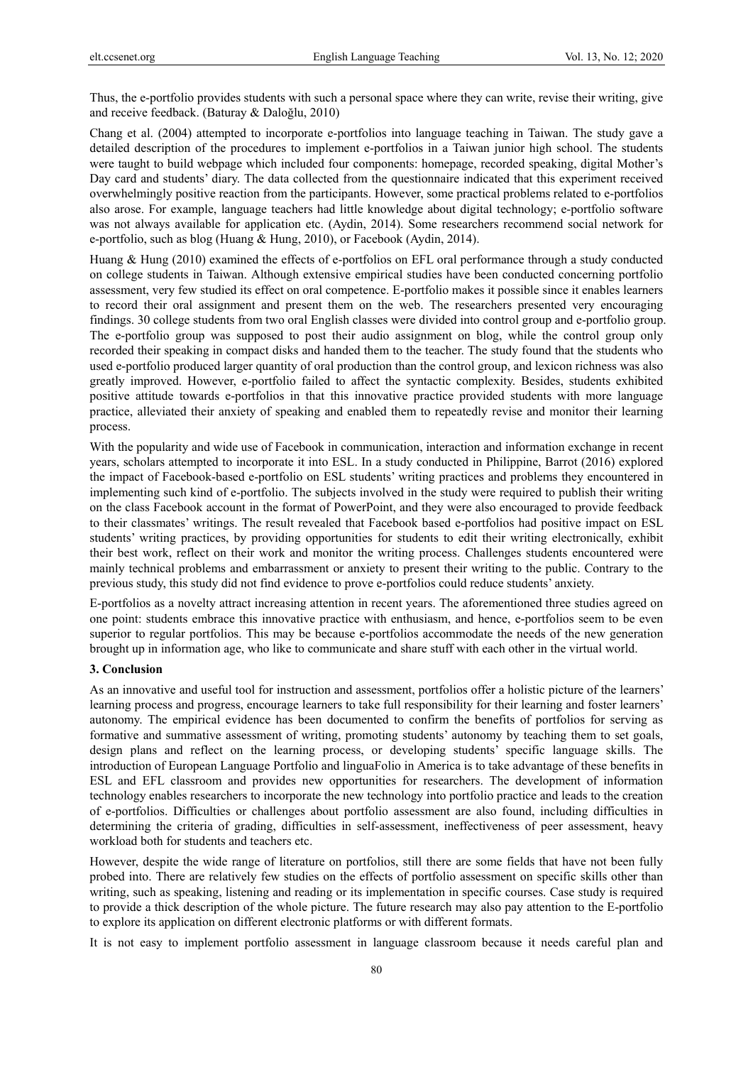Thus, the e-portfolio provides students with such a personal space where they can write, revise their writing, give and receive feedback. (Baturay & Daloğlu, 2010)

Chang et al. (2004) attempted to incorporate e-portfolios into language teaching in Taiwan. The study gave a detailed description of the procedures to implement e-portfolios in a Taiwan junior high school. The students were taught to build webpage which included four components: homepage, recorded speaking, digital Mother's Day card and students' diary. The data collected from the questionnaire indicated that this experiment received overwhelmingly positive reaction from the participants. However, some practical problems related to e-portfolios also arose. For example, language teachers had little knowledge about digital technology; e-portfolio software was not always available for application etc. (Aydin, 2014). Some researchers recommend social network for e-portfolio, such as blog (Huang & Hung, 2010), or Facebook (Aydin, 2014).

Huang & Hung (2010) examined the effects of e-portfolios on EFL oral performance through a study conducted on college students in Taiwan. Although extensive empirical studies have been conducted concerning portfolio assessment, very few studied its effect on oral competence. E-portfolio makes it possible since it enables learners to record their oral assignment and present them on the web. The researchers presented very encouraging findings. 30 college students from two oral English classes were divided into control group and e-portfolio group. The e-portfolio group was supposed to post their audio assignment on blog, while the control group only recorded their speaking in compact disks and handed them to the teacher. The study found that the students who used e-portfolio produced larger quantity of oral production than the control group, and lexicon richness was also greatly improved. However, e-portfolio failed to affect the syntactic complexity. Besides, students exhibited positive attitude towards e-portfolios in that this innovative practice provided students with more language practice, alleviated their anxiety of speaking and enabled them to repeatedly revise and monitor their learning process.

With the popularity and wide use of Facebook in communication, interaction and information exchange in recent years, scholars attempted to incorporate it into ESL. In a study conducted in Philippine, Barrot (2016) explored the impact of Facebook-based e-portfolio on ESL students' writing practices and problems they encountered in implementing such kind of e-portfolio. The subjects involved in the study were required to publish their writing on the class Facebook account in the format of PowerPoint, and they were also encouraged to provide feedback to their classmates' writings. The result revealed that Facebook based e-portfolios had positive impact on ESL students' writing practices, by providing opportunities for students to edit their writing electronically, exhibit their best work, reflect on their work and monitor the writing process. Challenges students encountered were mainly technical problems and embarrassment or anxiety to present their writing to the public. Contrary to the previous study, this study did not find evidence to prove e-portfolios could reduce students' anxiety.

E-portfolios as a novelty attract increasing attention in recent years. The aforementioned three studies agreed on one point: students embrace this innovative practice with enthusiasm, and hence, e-portfolios seem to be even superior to regular portfolios. This may be because e-portfolios accommodate the needs of the new generation brought up in information age, who like to communicate and share stuff with each other in the virtual world.

## 3. Conclusion

As an innovative and useful tool for instruction and assessment, portfolios offer a holistic picture of the learners' learning process and progress, encourage learners to take full responsibility for their learning and foster learners' autonomy. The empirical evidence has been documented to confirm the benefits of portfolios for serving as formative and summative assessment of writing, promoting students' autonomy by teaching them to set goals, design plans and reflect on the learning process, or developing students' specific language skills. The introduction of European Language Portfolio and linguaFolio in America is to take advantage of these benefits in ESL and EFL classroom and provides new opportunities for researchers. The development of information technology enables researchers to incorporate the new technology into portfolio practice and leads to the creation of e-portfolios. Difficulties or challenges about portfolio assessment are also found, including difficulties in determining the criteria of grading, difficulties in self-assessment, ineffectiveness of peer assessment, heavy workload both for students and teachers etc.

However, despite the wide range of literature on portfolios, still there are some fields that have not been fully probed into. There are relatively few studies on the effects of portfolio assessment on specific skills other than writing, such as speaking, listening and reading or its implementation in specific courses. Case study is required to provide a thick description of the whole picture. The future research may also pay attention to the E-portfolio to explore its application on different electronic platforms or with different formats.

It is not easy to implement portfolio assessment in language classroom because it needs careful plan and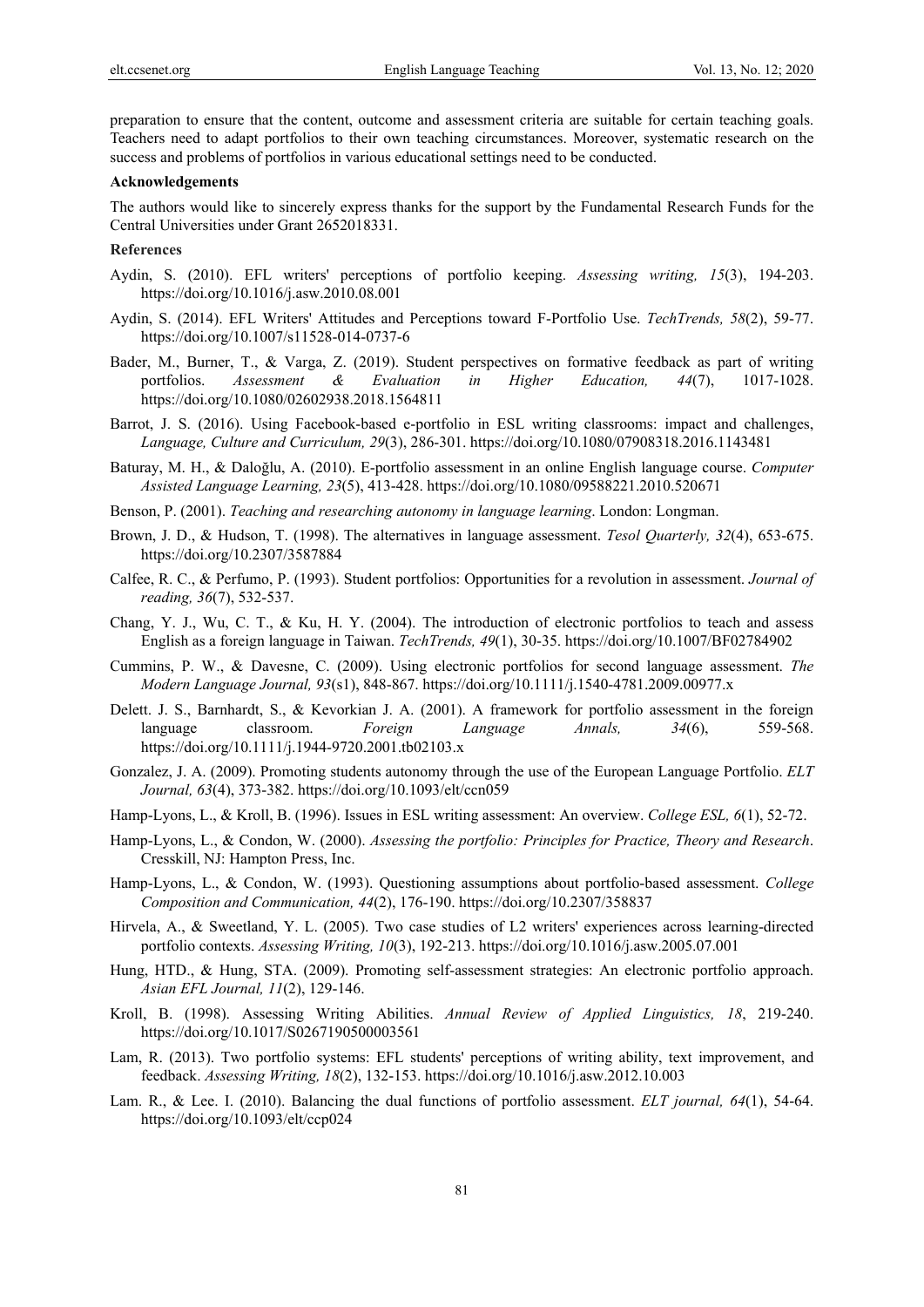preparation to ensure that the content, outcome and assessment criteria are suitable for certain teaching goals. Teachers need to adapt portfolios to their own teaching circumstances. Moreover, systematic research on the success and problems of portfolios in various educational settings need to be conducted.

**Acknowledgements**

The authors would like to sincerely express thanks for the support by the Fundamental Research Funds for the Central Universities under Grant 2652018331.

**References**

Aydin, S. (2010). EFL writers' perceptions of portfolio keeping. *Assessing writing, 15*(3), 194-203. https://doi.org/10.1016/j.asw.2010.08.001

Aydin, S. (2014). EFL Writers' Attitudes and Perceptions toward F-Portfolio Use. *TechTrends, 58*(2), 59-77. https://doi.org/10.1007/s11528-014-0737-6

Bader, M., Burner, T., & Varga, Z. (2019). Student perspectives on formative feedback as part of writing portfolios. *Assessment & Evaluation in Higher Education, 44*(7), 1017-1028. https://doi.org/10.1080/02602938.2018.1564811

Barrot, J. S. (2016). Using Facebook-based e-portfolio in ESL writing classrooms: impact and challenges, *Language, Culture and Curriculum, 29*(3), 286-301. https://doi.org/10.1080/07908318.2016.1143481

Baturay, M. H., & Daloğlu, A. (2010). E-portfolio assessment in an online English language course. *Computer Assisted Language Learning, 23*(5), 413-428. https://doi.org/10.1080/09588221.2010.520671

Benson, P. (2001). *Teaching and researching autonomy in language learning*. London: Longman.

Brown, J. D., & Hudson, T. (1998). The alternatives in language assessment. *Tesol Quarterly, 32*(4), 653-675. https://doi.org/10.2307/3587884

Calfee, R. C., & Perfumo, P. (1993). Student portfolios: Opportunities for a revolution in assessment. *Journal of reading, 36*(7), 532-537.

Chang, Y. J., Wu, C. T., & Ku, H. Y. (2004). The introduction of electronic portfolios to teach and assess English as a foreign language in Taiwan. *TechTrends, 49*(1), 30-35. https://doi.org/10.1007/BF02784902

Cummins, P. W., & Davesne, C. (2009). Using electronic portfolios for second language assessment. *The Modern Language Journal, 93*(s1), 848-867. https://doi.org/10.1111/j.1540-4781.2009.00977.x

Delett. J. S., Barnhardt, S., & Kevorkian J. A. (2001). A framework for portfolio assessment in the foreign language classroom. *Foreign Language Annals, 34*(6), 559-568. https://doi.org/10.1111/j.1944-9720.2001.tb02103.x

Gonzalez, J. A. (2009). Promoting students autonomy through the use of the European Language Portfolio. *ELT Journal, 63*(4), 373-382. https://doi.org/10.1093/elt/ccn059

Hamp-Lyons, L., & Kroll, B. (1996). Issues in ESL writing assessment: An overview. *College ESL, 6*(1), 52-72.

Hamp-Lyons, L., & Condon, W. (2000). *Assessing the portfolio: Principles for Practice, Theory and Research*. Cresskill, NJ: Hampton Press, Inc.

Hamp-Lyons, L., & Condon, W. (1993). Questioning assumptions about portfolio-based assessment. *College Composition and Communication, 44*(2), 176-190. https://doi.org/10.2307/358837

Hirvela, A., & Sweetland, Y. L. (2005). Two case studies of L2 writers' experiences across learning-directed portfolio contexts. *Assessing Writing, 10*(3), 192-213. https://doi.org/10.1016/j.asw.2005.07.001

Hung, HTD., & Hung, STA. (2009). Promoting self-assessment strategies: An electronic portfolio approach. *Asian EFL Journal, 11*(2), 129-146.

Kroll, B. (1998). Assessing Writing Abilities. *Annual Review of Applied Linguistics, 18*, 219-240. https://doi.org/10.1017/S0267190500003561

Lam, R. (2013). Two portfolio systems: EFL students' perceptions of writing ability, text improvement, and feedback. *Assessing Writing, 18*(2), 132-153. https://doi.org/10.1016/j.asw.2012.10.003

Lam. R., & Lee. I. (2010). Balancing the dual functions of portfolio assessment. *ELT journal, 64*(1), 54-64. https://doi.org/10.1093/elt/ccp024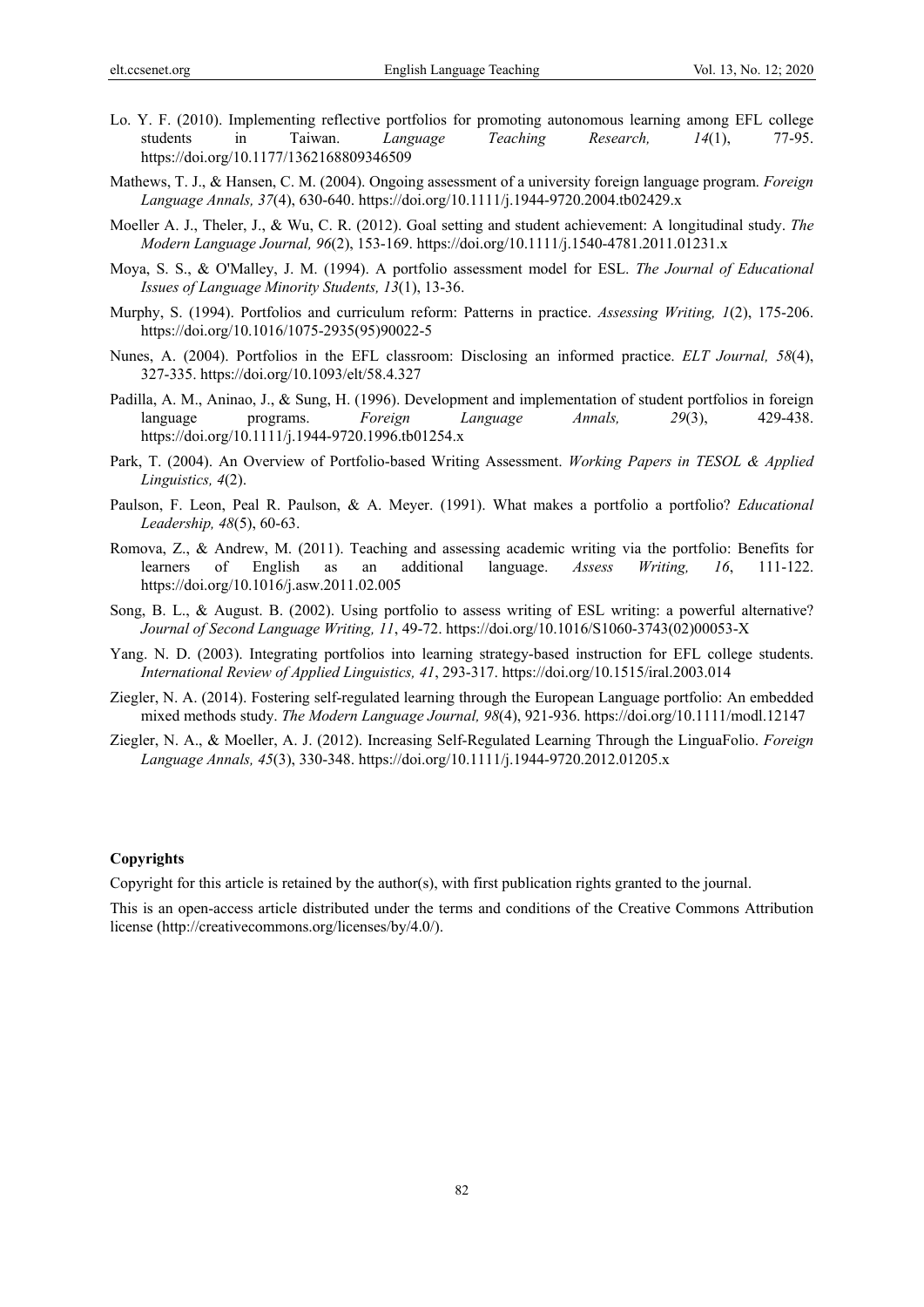Lo. Y. F. (2010). Implementing reflective portfolios for promoting autonomous learning among EFL college students in Taiwan. *Language Teaching Research, 14*(1), 77-95. https://doi.org/10.1177/1362168809346509

Mathews, T. J., & Hansen, C. M. (2004). Ongoing assessment of a university foreign language program. *Foreign Language Annals, 37*(4), 630-640. https://doi.org/10.1111/j.1944-9720.2004.tb02429.x

Moeller A. J., Theler, J., & Wu, C. R. (2012). Goal setting and student achievement: A longitudinal study. *The Modern Language Journal, 96*(2), 153-169. https://doi.org/10.1111/j.1540-4781.2011.01231.x

Moya, S. S., & O'Malley, J. M. (1994). A portfolio assessment model for ESL. *The Journal of Educational Issues of Language Minority Students, 13*(1), 13-36.

Murphy, S. (1994). Portfolios and curriculum reform: Patterns in practice. *Assessing Writing, 1*(2), 175-206. https://doi.org/10.1016/1075-2935(95)90022-5

Nunes, A. (2004). Portfolios in the EFL classroom: Disclosing an informed practice. *ELT Journal, 58*(4), 327-335. https://doi.org/10.1093/elt/58.4.327

Padilla, A. M., Aninao, J., & Sung, H. (1996). Development and implementation of student portfolios in foreign language programs. *Foreign Language Annals, 29*(3), 429-438. https://doi.org/10.1111/j.1944-9720.1996.tb01254.x

Park, T. (2004). An Overview of Portfolio-based Writing Assessment. *Working Papers in TESOL & Applied Linguistics, 4*(2).

Paulson, F. Leon, Peal R. Paulson, & A. Meyer. (1991). What makes a portfolio a portfolio? *Educational Leadership, 48*(5), 60-63.

Romova, Z., & Andrew, M. (2011). Teaching and assessing academic writing via the portfolio: Benefits for learners of English as an additional language. *Assess Writing, 16*, 111-122. https://doi.org/10.1016/j.asw.2011.02.005

Song, B. L., & August. B. (2002). Using portfolio to assess writing of ESL writing: a powerful alternative? *Journal of Second Language Writing, 11*, 49-72. https://doi.org/10.1016/S1060-3743(02)00053-X

Yang. N. D. (2003). Integrating portfolios into learning strategy-based instruction for EFL college students. *International Review of Applied Linguistics, 41*, 293-317. https://doi.org/10.1515/iral.2003.014

Ziegler, N. A. (2014). Fostering self-regulated learning through the European Language portfolio: An embedded mixed methods study. *The Modern Language Journal, 98*(4), 921-936. https://doi.org/10.1111/modl.12147

Ziegler, N. A., & Moeller, A. J. (2012). Increasing Self-Regulated Learning Through the LinguaFolio. *Foreign Language Annals, 45*(3), 330-348. https://doi.org/10.1111/j.1944-9720.2012.01205.x

**Copyrights**

Copyright for this article is retained by the author(s), with first publication rights granted to the journal.

This is an open-access article distributed under the terms and conditions of the Creative Commons Attribution license (http://creativecommons.org/licenses/by/4.0/).